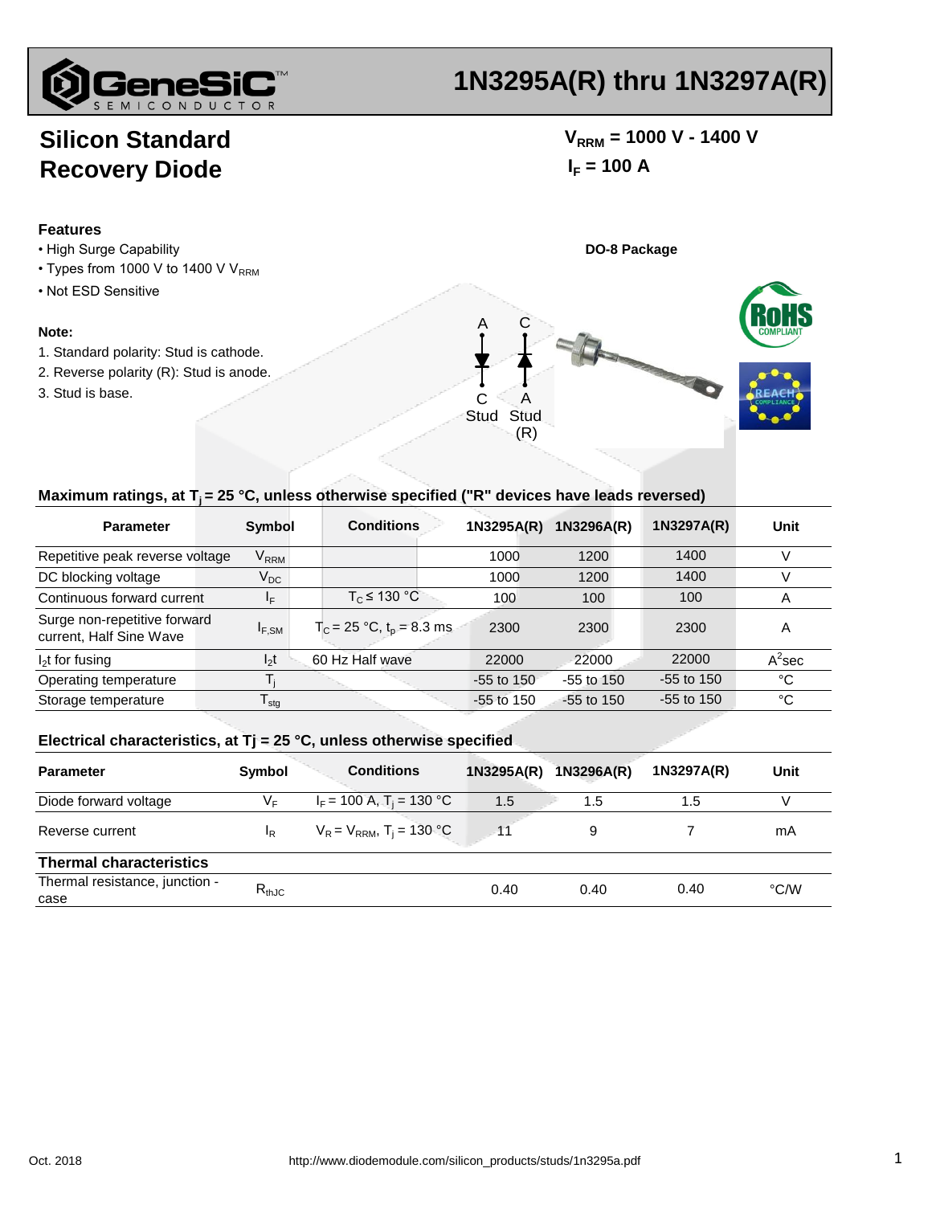# 1N3295A(R) thru 1N3297A(R)

## Silicon Standard Recovery Diode

$V_{RRM}$ = 1000 V - 1400 V

$I_F$ = 100 A

### Features

- High Surge Capability
- Types from 1000 V to 1400 V $V_{RRM}$
- Not ESD Sensitive

**DO-8 Package**

### Note:

1. Standard polarity: Stud is cathode.
2. Reverse polarity (R): Stud is anode.
3. Stud is base.

A C

C A

Stud Stud (R)

### Maximum ratings, at $T_j$ = 25 °C, unless otherwise specified ("R" devices have leads reversed)

| Parameter | Symbol | Conditions | 1N3295A(R) | 1N3296A(R) | 1N3297A(R) | Unit |
|---|---|---|---|---|---|---|
| Repetitive peak reverse voltage | $V_{RRM}$ | | 1000 | 1200 | 1400 | V |
| DC blocking voltage | $V_{DC}$ | | 1000 | 1200 | 1400 | V |
| Continuous forward current | $I_F$ | $T_C \leq 130$ °C | 100 | 100 | 100 | A |
| Surge non-repetitive forward current, Half Sine Wave | $I_{F,SM}$ | $T_C$ = 25 °C, $t_p$ = 8.3 ms | 2300 | 2300 | 2300 | A |
| $I_2t$ for fusing | $I_2t$ | 60 Hz Half wave | 22000 | 22000 | 22000 | $A^2$sec |
| Operating temperature | $T_j$ | | -55 to 150 | -55 to 150 | -55 to 150 | °C |
| Storage temperature | $T_{stg}$ | | -55 to 150 | -55 to 150 | -55 to 150 | °C |

### Electrical characteristics, at Tj = 25 °C, unless otherwise specified

| Parameter | Symbol | Conditions | 1N3295A(R) | 1N3296A(R) | 1N3297A(R) | Unit |
|---|---|---|---|---|---|---|
| Diode forward voltage | $V_F$ | $I_F$ = 100 A, $T_j$ = 130 °C | 1.5 | 1.5 | 1.5 | V |
| Reverse current | $I_R$ | $V_R = V_{RRM}$, $T_j$ = 130 °C | 11 | 9 | 7 | mA |
| **Thermal characteristics** | | | | | | |
| Thermal resistance, junction - case | $R_{thJC}$ | | 0.40 | 0.40 | 0.40 | °C/W |

Oct. 2018 http://www.diodemodule.com/silicon_products/studs/1n3295a.pdf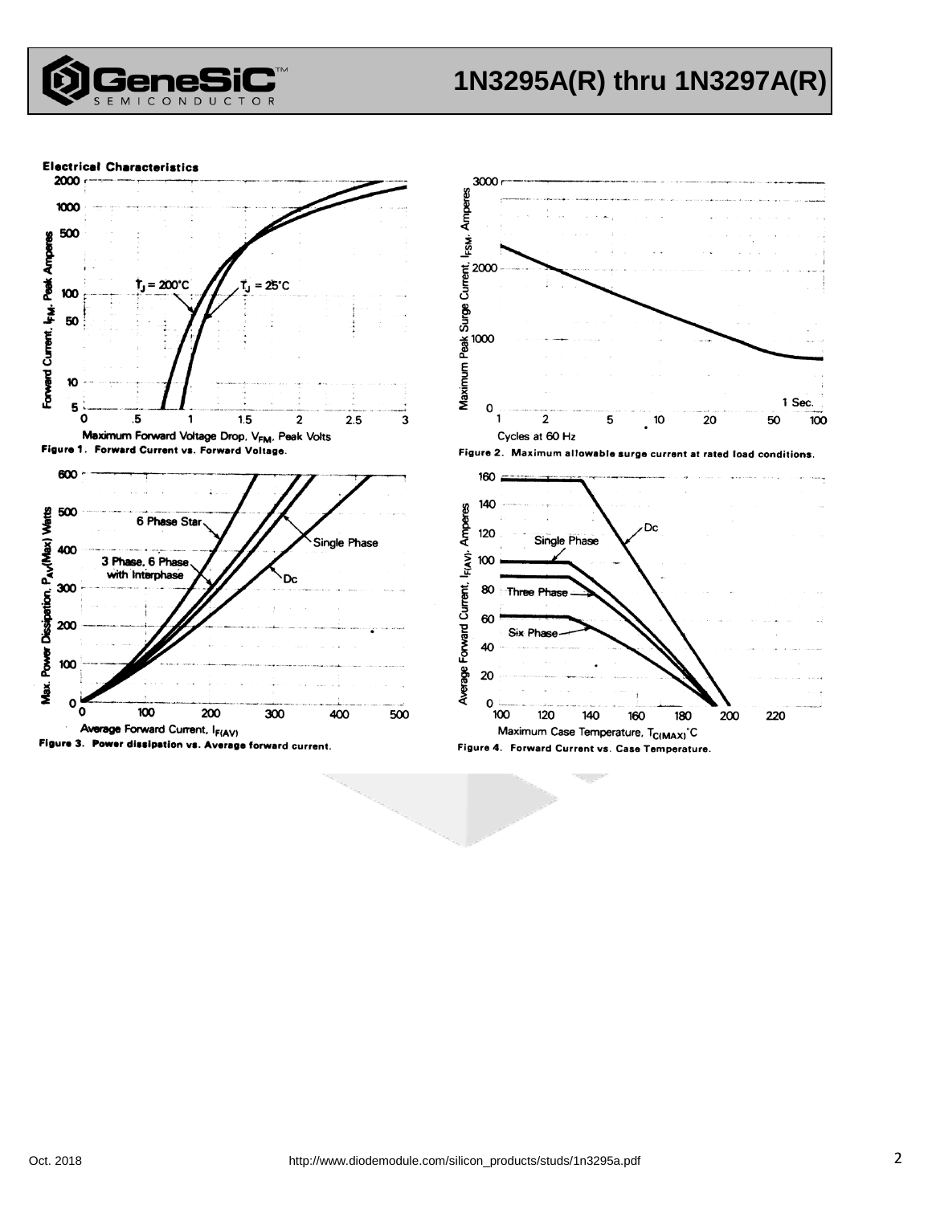## Electrical Characteristics

Figure 1. Forward Current vs. Forward Voltage.

Figure 2. Maximum allowable surge current at rated load conditions.

Figure 3. Power dissipation vs. Average forward current.

Figure 4. Forward Current vs. Case Temperature.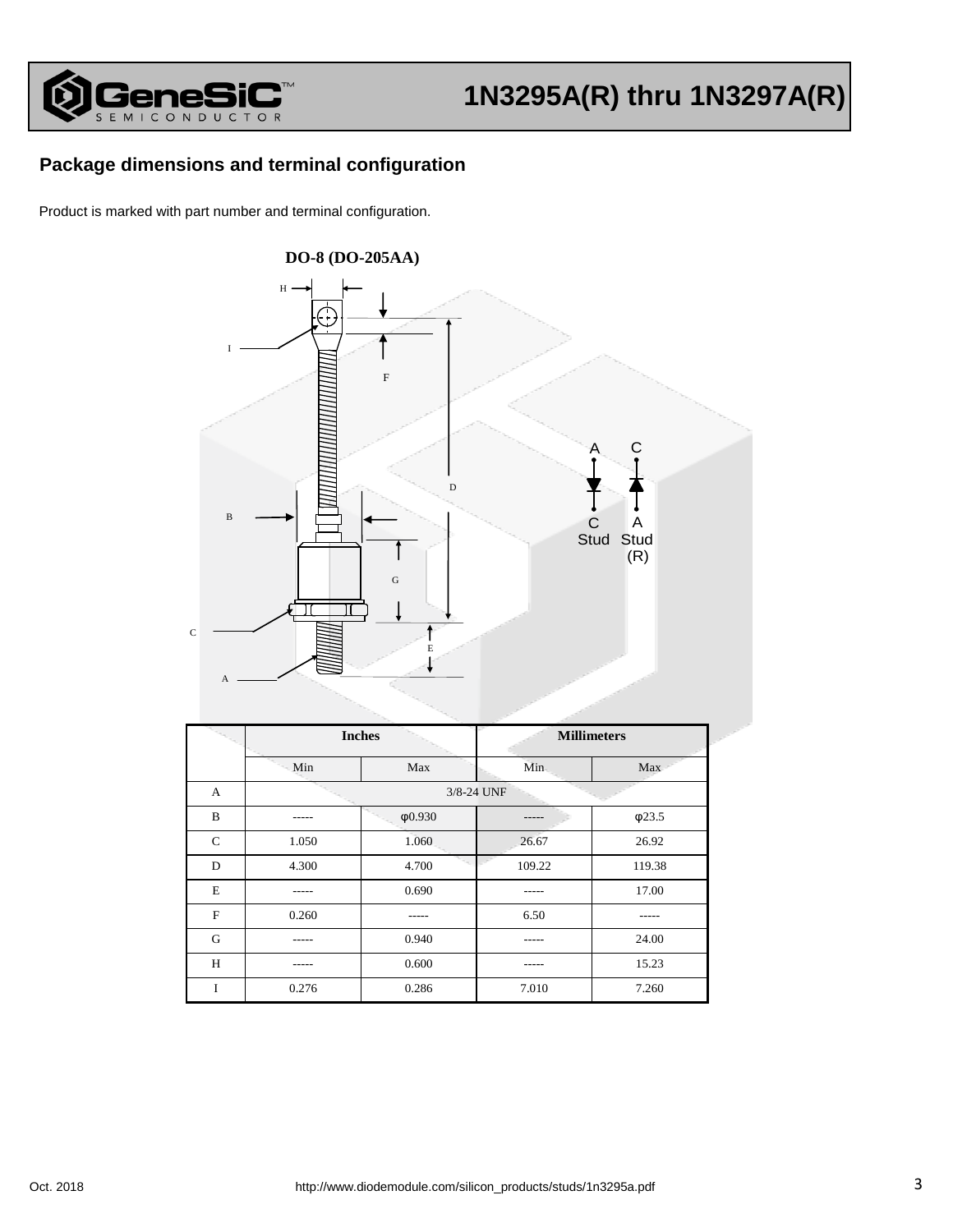## Package dimensions and terminal configuration

Product is marked with part number and terminal configuration.

DO-8 (DO-205AA)

H

I

F

D

B

G

C

E

A

A C

C Stud

A Stud (R)

| | Inches | | Millimeters | |
|---|---|---|---|---|
| | Min | Max | Min | Max |
| A | 3/8-24 UNF | | | |
| B | ----- | φ0.930 | ----- | φ23.5 |
| C | 1.050 | 1.060 | 26.67 | 26.92 |
| D | 4.300 | 4.700 | 109.22 | 119.38 |
| E | ----- | 0.690 | ----- | 17.00 |
| F | 0.260 | ----- | 6.50 | ----- |
| G | ----- | 0.940 | ----- | 24.00 |
| H | ----- | 0.600 | ----- | 15.23 |
| I | 0.276 | 0.286 | 7.010 | 7.260 |